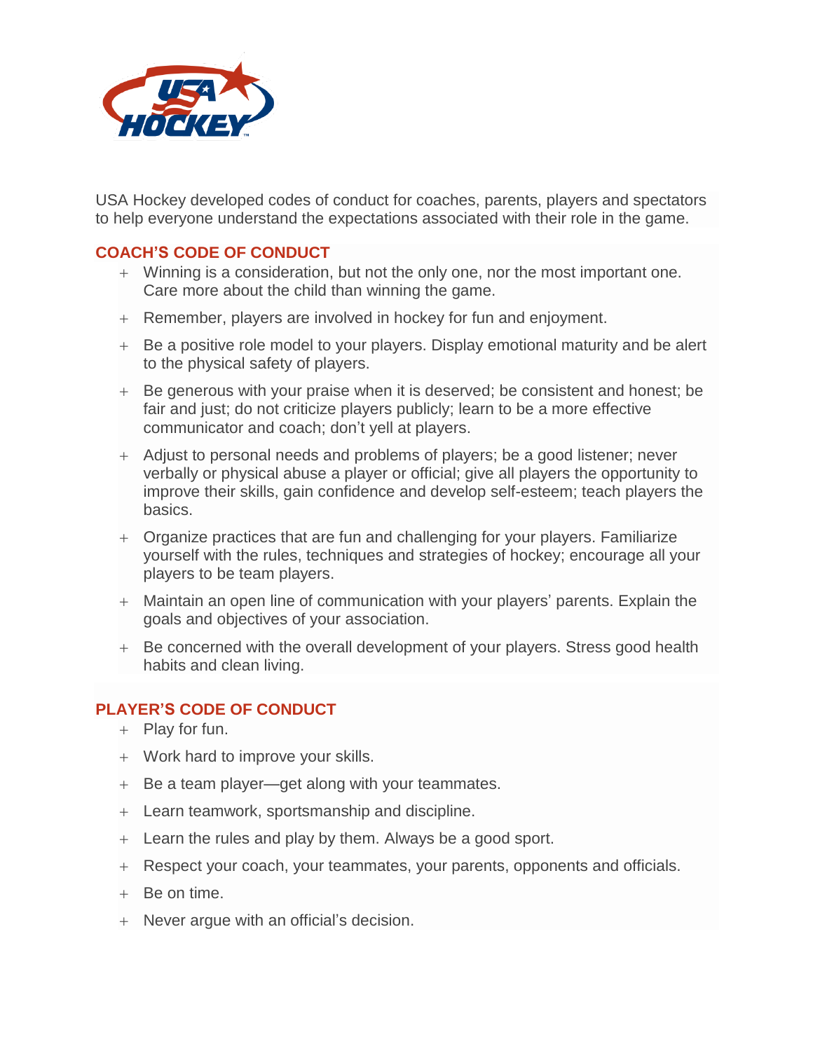USA Hockey developed codes of conduct for coaches, parents, players and spectators to help everyone understand the expectations associated with their role in the game.

## COACH'S CODE OF CONDUCT

- Winning is a consideration, but not the only one, nor the most important one. Care more about the child than winning the game.
- Remember, players are involved in hockey for fun and enjoyment.
- Be a positive role model to your players. Display emotional maturity and be alert to the physical safety of players.
- Be generous with your praise when it is deserved; be consistent and honest; be fair and just; do not criticize players publicly; learn to be a more effective communicator and coach; don't yell at players.
- Adjust to personal needs and problems of players; be a good listener; never verbally or physical abuse a player or official; give all players the opportunity to improve their skills, gain confidence and develop self-esteem; teach players the basics.
- Organize practices that are fun and challenging for your players. Familiarize yourself with the rules, techniques and strategies of hockey; encourage all your players to be team players.
- Maintain an open line of communication with your players' parents. Explain the goals and objectives of your association.
- Be concerned with the overall development of your players. Stress good health habits and clean living.

## PLAYER'S CODE OF CONDUCT

- Play for fun.
- Work hard to improve your skills.
- Be a team player—get along with your teammates.
- Learn teamwork, sportsmanship and discipline.
- Learn the rules and play by them. Always be a good sport.
- Respect your coach, your teammates, your parents, opponents and officials.
- Be on time.
- Never argue with an official's decision.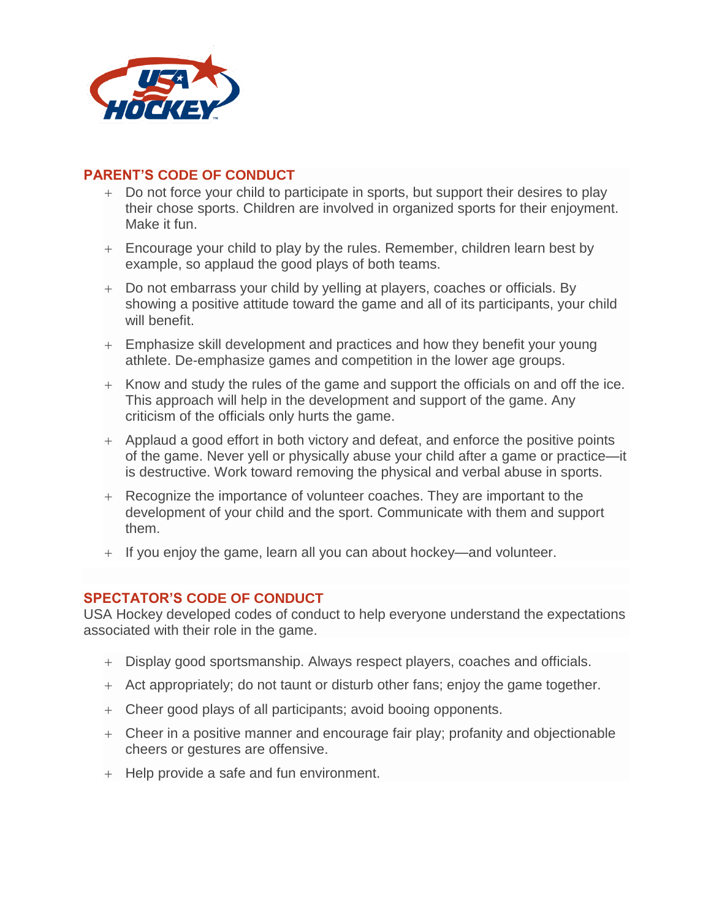## PARENT'S CODE OF CONDUCT

- Do not force your child to participate in sports, but support their desires to play their chose sports. Children are involved in organized sports for their enjoyment. Make it fun.
- Encourage your child to play by the rules. Remember, children learn best by example, so applaud the good plays of both teams.
- Do not embarrass your child by yelling at players, coaches or officials. By showing a positive attitude toward the game and all of its participants, your child will benefit.
- Emphasize skill development and practices and how they benefit your young athlete. De-emphasize games and competition in the lower age groups.
- Know and study the rules of the game and support the officials on and off the ice. This approach will help in the development and support of the game. Any criticism of the officials only hurts the game.
- Applaud a good effort in both victory and defeat, and enforce the positive points of the game. Never yell or physically abuse your child after a game or practice—it is destructive. Work toward removing the physical and verbal abuse in sports.
- Recognize the importance of volunteer coaches. They are important to the development of your child and the sport. Communicate with them and support them.
- If you enjoy the game, learn all you can about hockey—and volunteer.

## SPECTATOR'S CODE OF CONDUCT

USA Hockey developed codes of conduct to help everyone understand the expectations associated with their role in the game.

- Display good sportsmanship. Always respect players, coaches and officials.
- Act appropriately; do not taunt or disturb other fans; enjoy the game together.
- Cheer good plays of all participants; avoid booing opponents.
- Cheer in a positive manner and encourage fair play; profanity and objectionable cheers or gestures are offensive.
- Help provide a safe and fun environment.